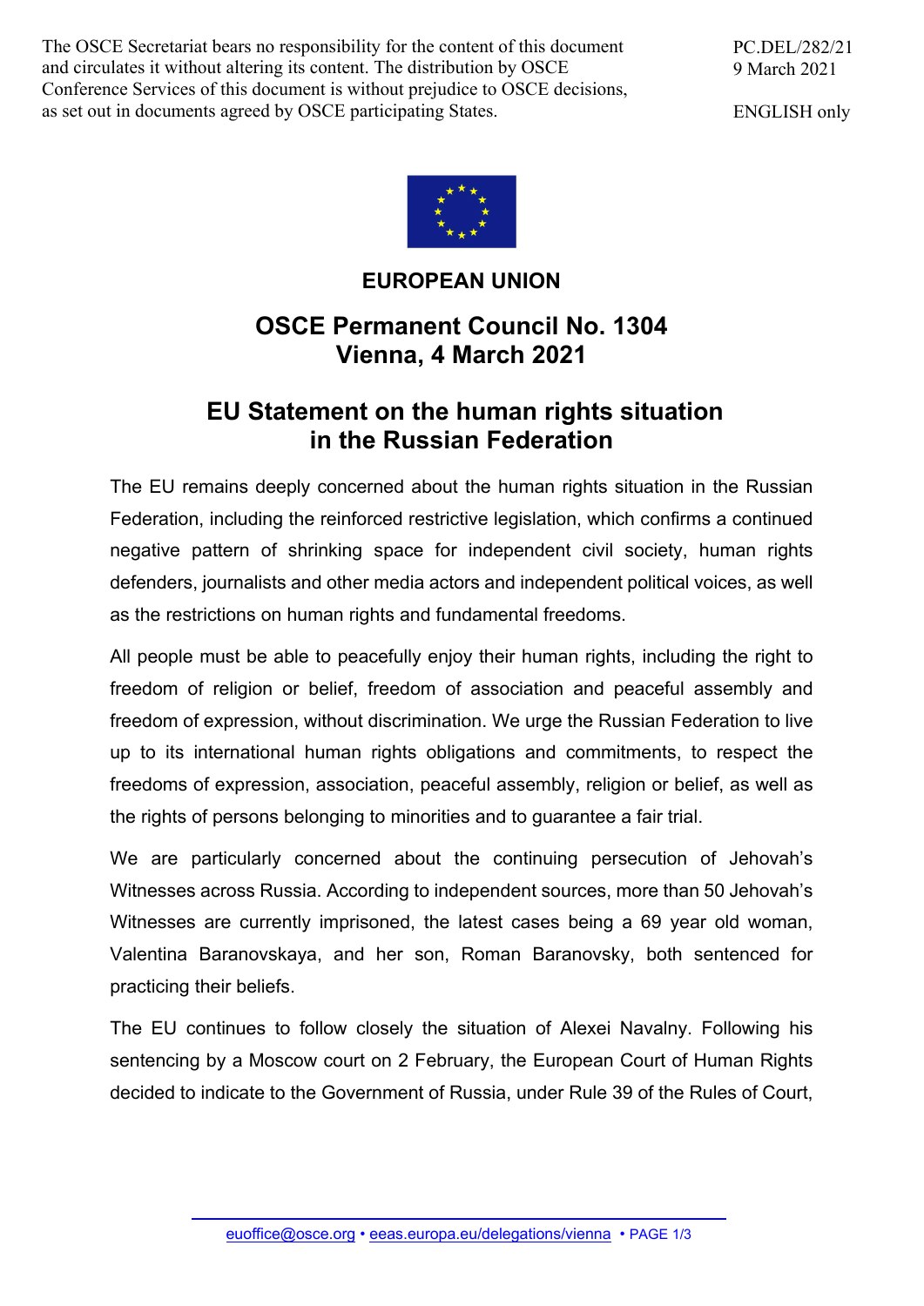The OSCE Secretariat bears no responsibility for the content of this document and circulates it without altering its content. The distribution by OSCE Conference Services of this document is without prejudice to OSCE decisions, as set out in documents agreed by OSCE participating States.

PC.DEL/282/21
9 March 2021

ENGLISH only

**EUROPEAN UNION**

## OSCE Permanent Council No. 1304
## Vienna, 4 March 2021

# EU Statement on the human rights situation in the Russian Federation

The EU remains deeply concerned about the human rights situation in the Russian Federation, including the reinforced restrictive legislation, which confirms a continued negative pattern of shrinking space for independent civil society, human rights defenders, journalists and other media actors and independent political voices, as well as the restrictions on human rights and fundamental freedoms.

All people must be able to peacefully enjoy their human rights, including the right to freedom of religion or belief, freedom of association and peaceful assembly and freedom of expression, without discrimination. We urge the Russian Federation to live up to its international human rights obligations and commitments, to respect the freedoms of expression, association, peaceful assembly, religion or belief, as well as the rights of persons belonging to minorities and to guarantee a fair trial.

We are particularly concerned about the continuing persecution of Jehovah's Witnesses across Russia. According to independent sources, more than 50 Jehovah's Witnesses are currently imprisoned, the latest cases being a 69 year old woman, Valentina Baranovskaya, and her son, Roman Baranovsky, both sentenced for practicing their beliefs.

The EU continues to follow closely the situation of Alexei Navalny. Following his sentencing by a Moscow court on 2 February, the European Court of Human Rights decided to indicate to the Government of Russia, under Rule 39 of the Rules of Court,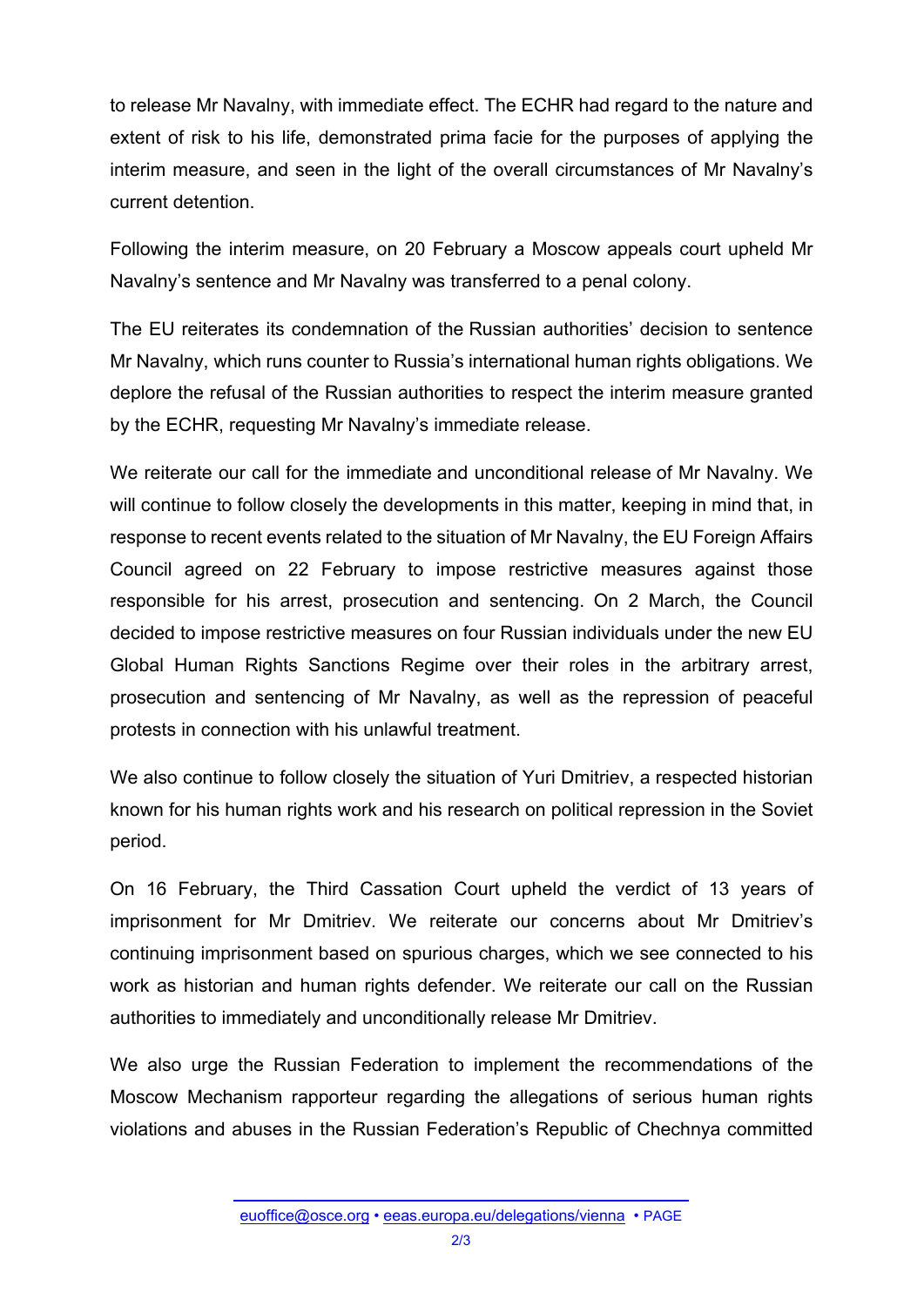to release Mr Navalny, with immediate effect. The ECHR had regard to the nature and extent of risk to his life, demonstrated prima facie for the purposes of applying the interim measure, and seen in the light of the overall circumstances of Mr Navalny's current detention.

Following the interim measure, on 20 February a Moscow appeals court upheld Mr Navalny's sentence and Mr Navalny was transferred to a penal colony.

The EU reiterates its condemnation of the Russian authorities' decision to sentence Mr Navalny, which runs counter to Russia's international human rights obligations. We deplore the refusal of the Russian authorities to respect the interim measure granted by the ECHR, requesting Mr Navalny's immediate release.

We reiterate our call for the immediate and unconditional release of Mr Navalny. We will continue to follow closely the developments in this matter, keeping in mind that, in response to recent events related to the situation of Mr Navalny, the EU Foreign Affairs Council agreed on 22 February to impose restrictive measures against those responsible for his arrest, prosecution and sentencing. On 2 March, the Council decided to impose restrictive measures on four Russian individuals under the new EU Global Human Rights Sanctions Regime over their roles in the arbitrary arrest, prosecution and sentencing of Mr Navalny, as well as the repression of peaceful protests in connection with his unlawful treatment.

We also continue to follow closely the situation of Yuri Dmitriev, a respected historian known for his human rights work and his research on political repression in the Soviet period.

On 16 February, the Third Cassation Court upheld the verdict of 13 years of imprisonment for Mr Dmitriev. We reiterate our concerns about Mr Dmitriev's continuing imprisonment based on spurious charges, which we see connected to his work as historian and human rights defender. We reiterate our call on the Russian authorities to immediately and unconditionally release Mr Dmitriev.

We also urge the Russian Federation to implement the recommendations of the Moscow Mechanism rapporteur regarding the allegations of serious human rights violations and abuses in the Russian Federation's Republic of Chechnya committed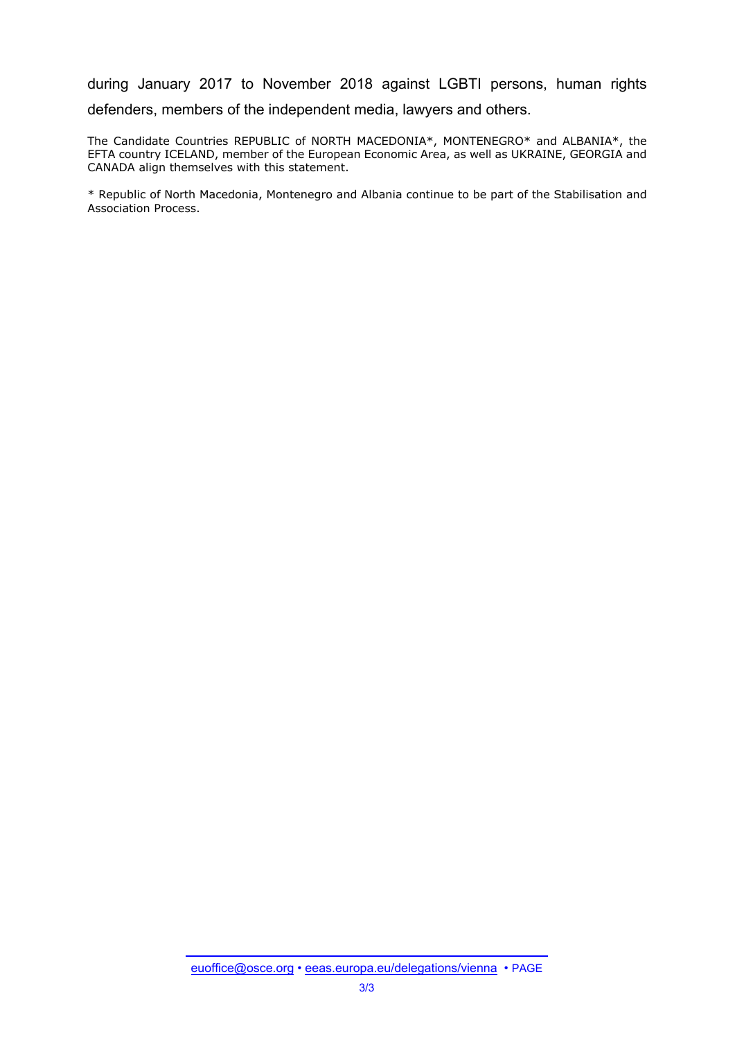during January 2017 to November 2018 against LGBTI persons, human rights defenders, members of the independent media, lawyers and others.

The Candidate Countries REPUBLIC of NORTH MACEDONIA*, MONTENEGRO* and ALBANIA*, the EFTA country ICELAND, member of the European Economic Area, as well as UKRAINE, GEORGIA and CANADA align themselves with this statement.

* Republic of North Macedonia, Montenegro and Albania continue to be part of the Stabilisation and Association Process.